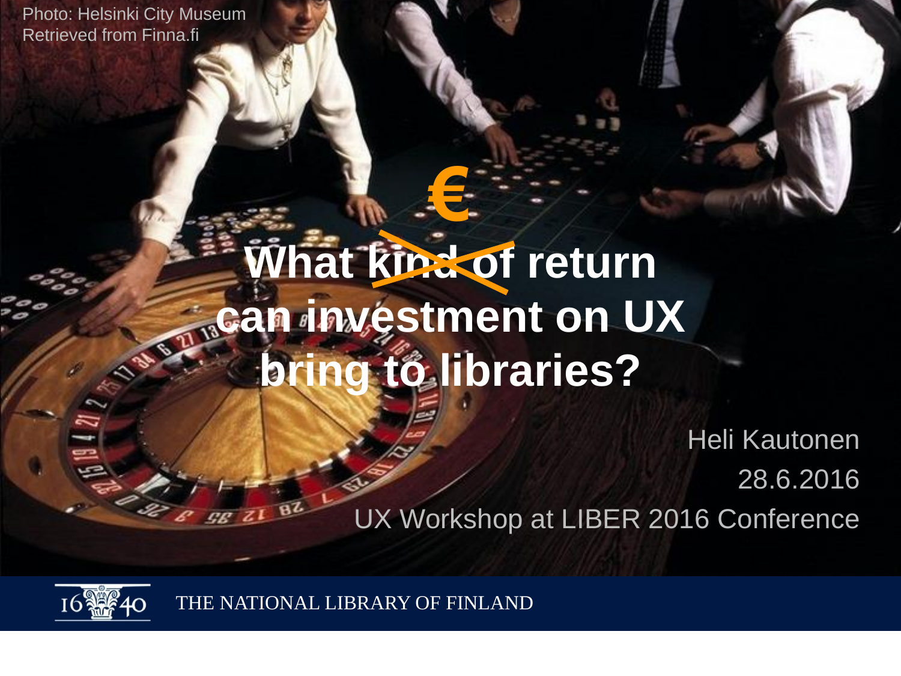Photo: Helsinki City Museum
Retrieved from Finna.fi

# What ~~kind of~~ € return can investment on UX bring to libraries?

Heli Kautonen
28.6.2016
UX Workshop at LIBER 2016 Conference

THE NATIONAL LIBRARY OF FINLAND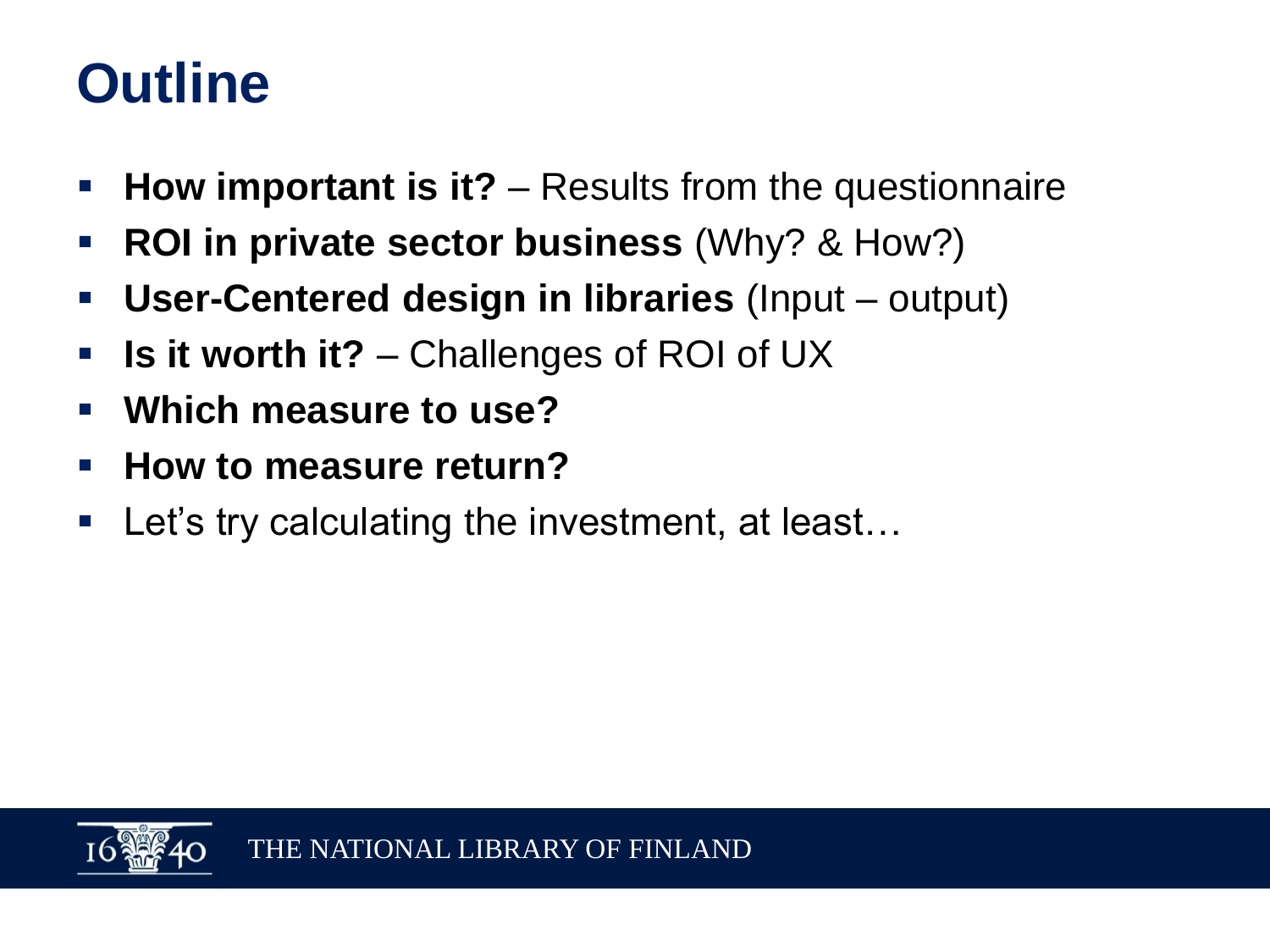# Outline

- **How important is it?** – Results from the questionnaire
- **ROI in private sector business** (Why? & How?)
- **User-Centered design in libraries** (Input – output)
- **Is it worth it?** – Challenges of ROI of UX
- **Which measure to use?**
- **How to measure return?**
- Let's try calculating the investment, at least…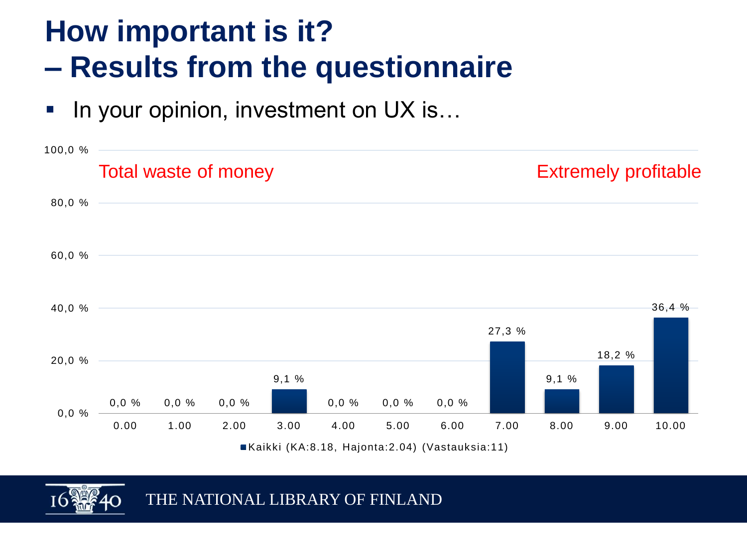# How important is it? – Results from the questionnaire

- In your opinion, investment on UX is…

Total waste of money — Extremely profitable

| Score | 0.00 | 1.00 | 2.00 | 3.00 | 4.00 | 5.00 | 6.00 | 7.00 | 8.00 | 9.00 | 10.00 |
|---|---|---|---|---|---|---|---|---|---|---|---|
| Kaikki | 0,0 % | 0,0 % | 0,0 % | 9,1 % | 0,0 % | 0,0 % | 0,0 % | 27,3 % | 9,1 % | 18,2 % | 36,4 % |

Kaikki (KA:8.18, Hajonta:2.04) (Vastauksia:11)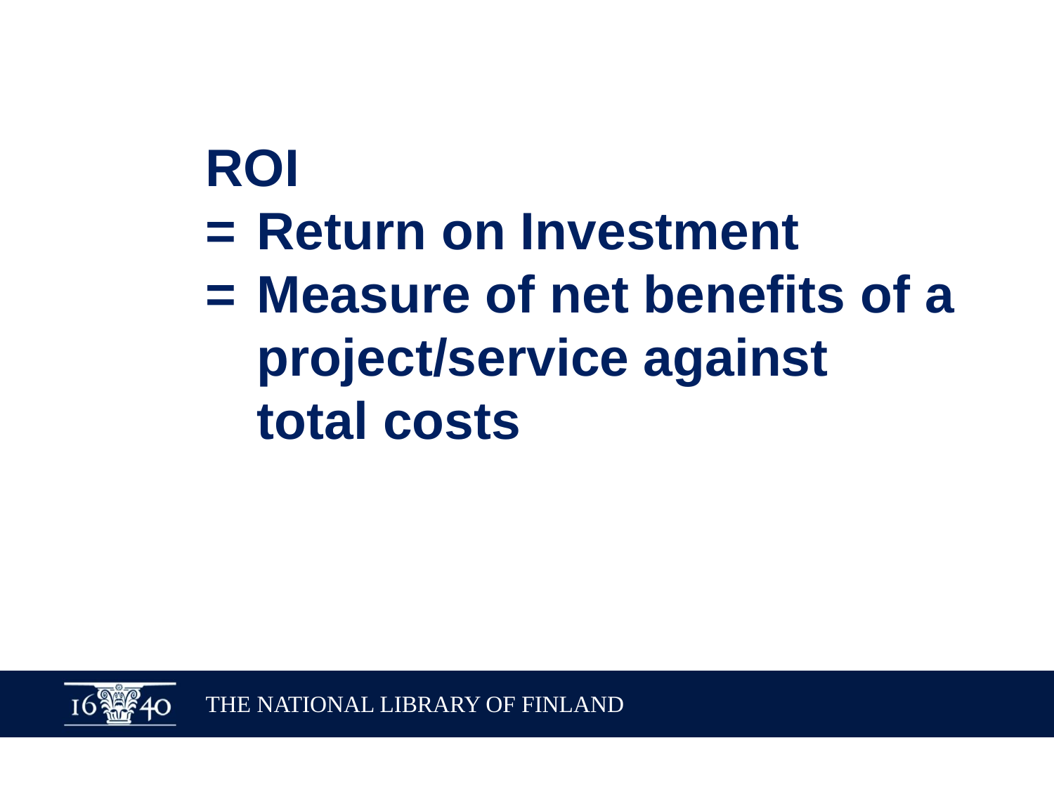# ROI

= Return on Investment

= Measure of net benefits of a project/service against total costs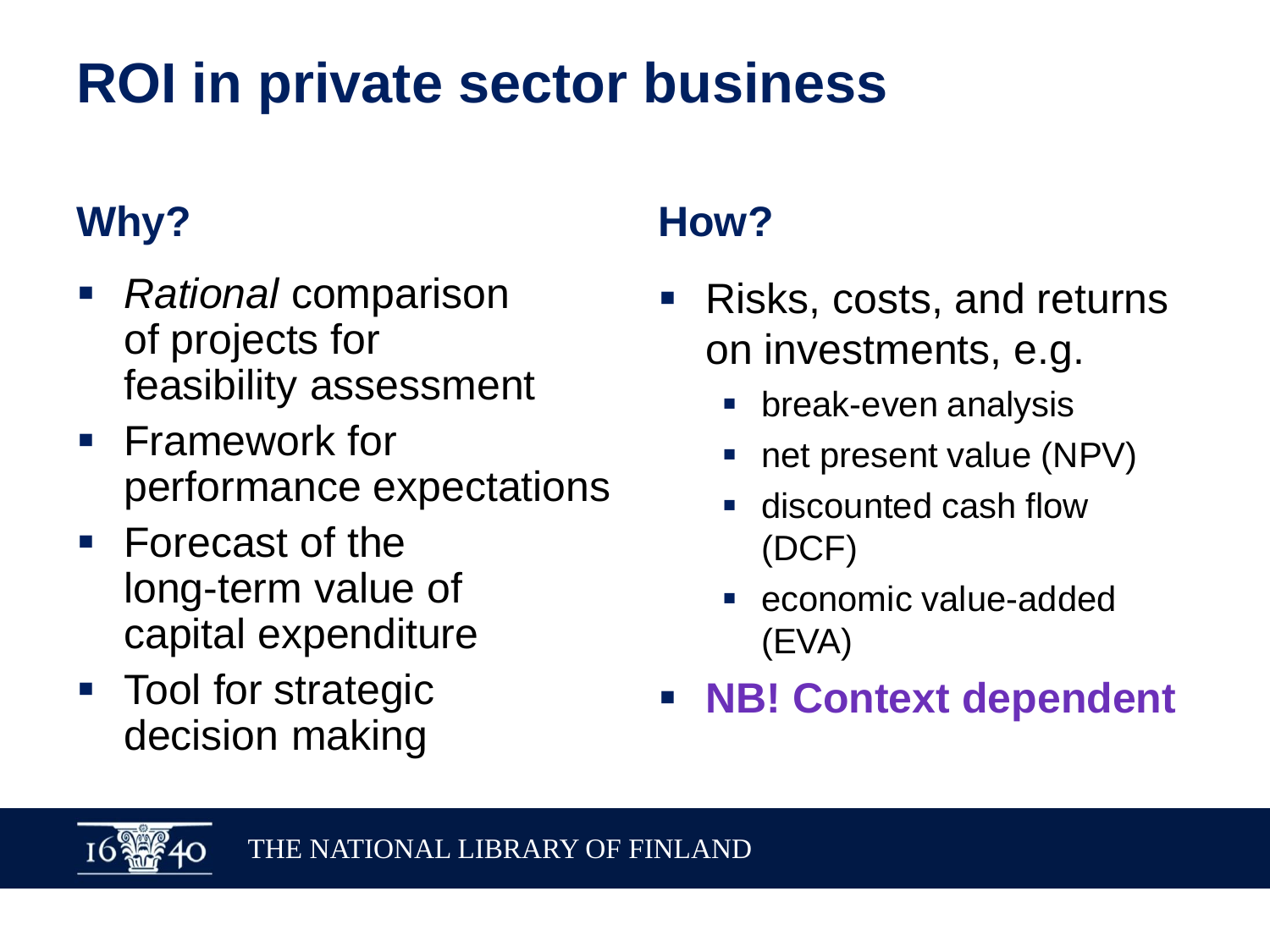# ROI in private sector business

## Why?

- *Rational* comparison of projects for feasibility assessment
- Framework for performance expectations
- Forecast of the long-term value of capital expenditure
- Tool for strategic decision making

## How?

- Risks, costs, and returns on investments, e.g.
  - break-even analysis
  - net present value (NPV)
  - discounted cash flow (DCF)
  - economic value-added (EVA)
- **NB! Context dependent**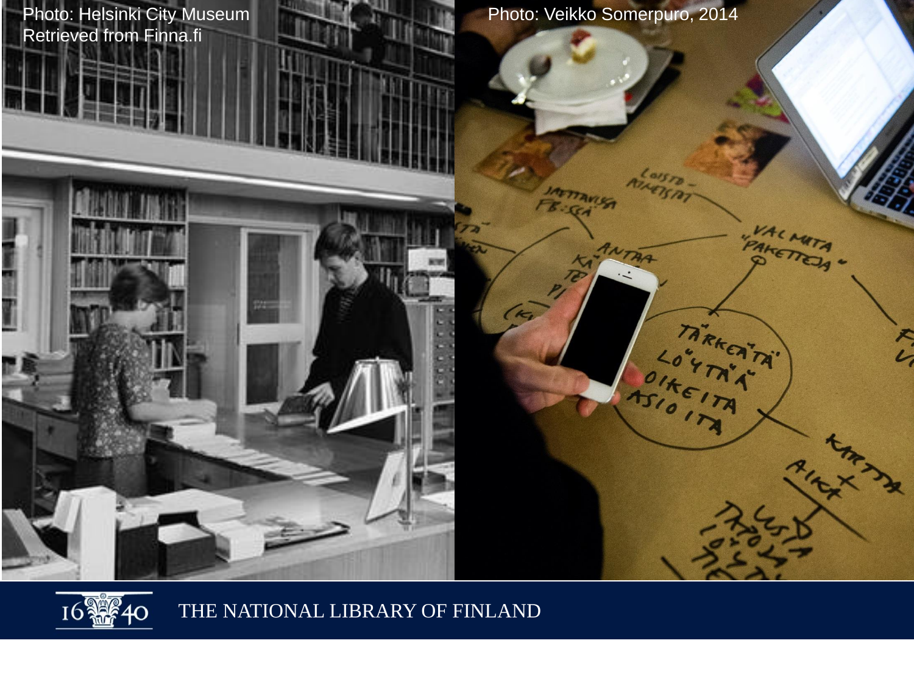Photo: Helsinki City Museum
Retrieved from Finna.fi

Photo: Veikko Somerpuro, 2014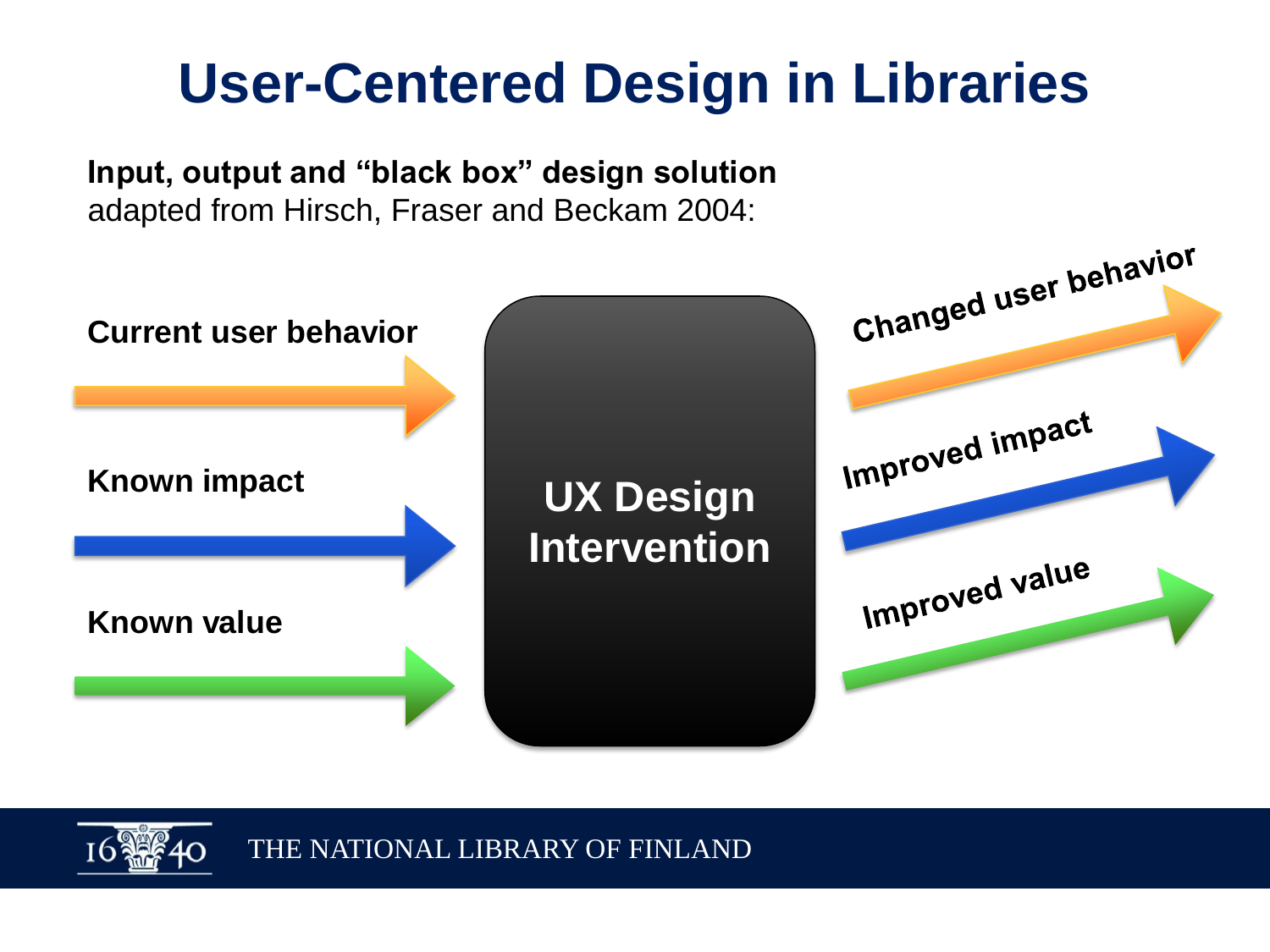# User-Centered Design in Libraries

**Input, output and "black box" design solution**
adapted from Hirsch, Fraser and Beckam 2004:

**Current user behavior**

**Known impact**

**Known value**

**UX Design Intervention**

**Changed user behavior**

**Improved impact**

**Improved value**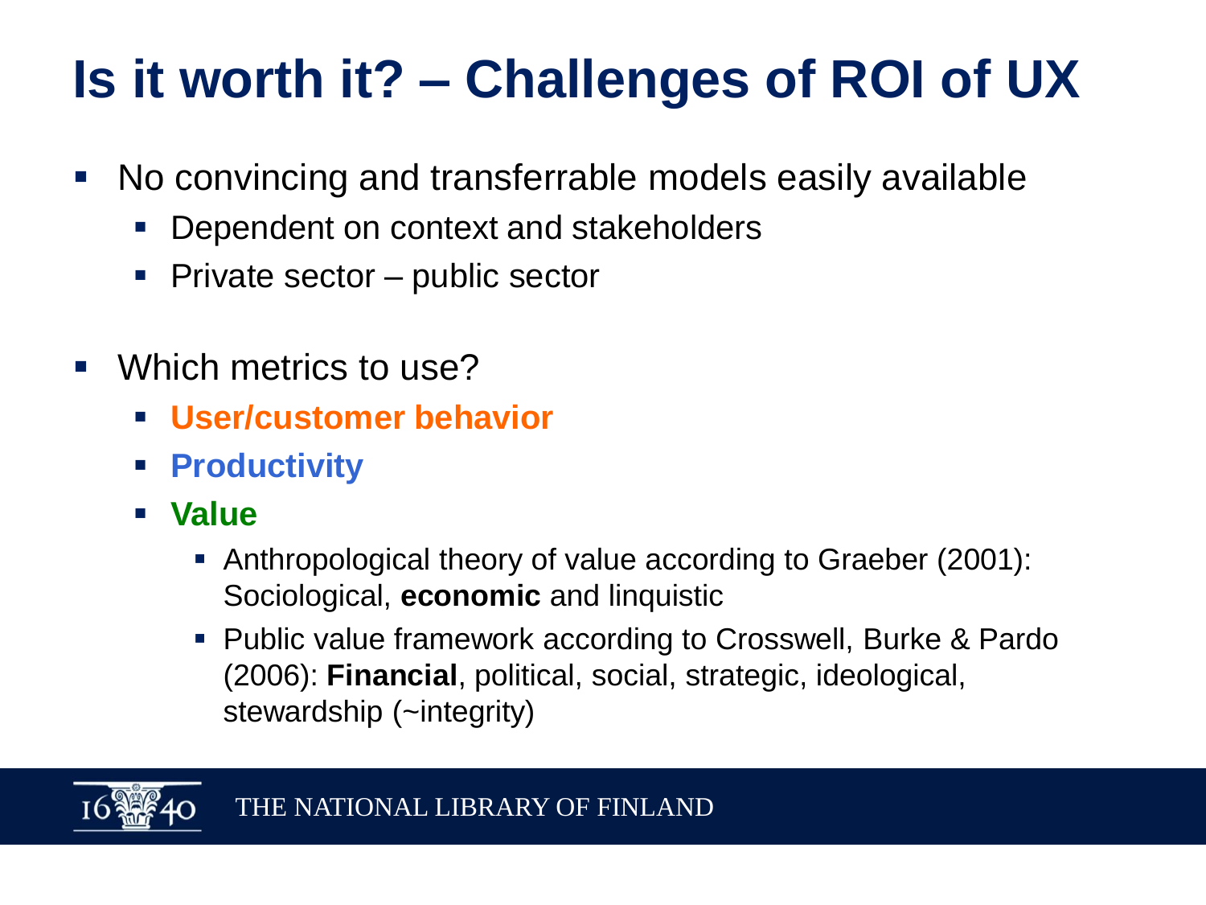# Is it worth it? – Challenges of ROI of UX

- No convincing and transferrable models easily available
  - Dependent on context and stakeholders
  - Private sector – public sector
- Which metrics to use?
  - **User/customer behavior**
  - **Productivity**
  - **Value**
    - Anthropological theory of value according to Graeber (2001): Sociological, **economic** and linquistic
    - Public value framework according to Crosswell, Burke & Pardo (2006): **Financial**, political, social, strategic, ideological, stewardship (~integrity)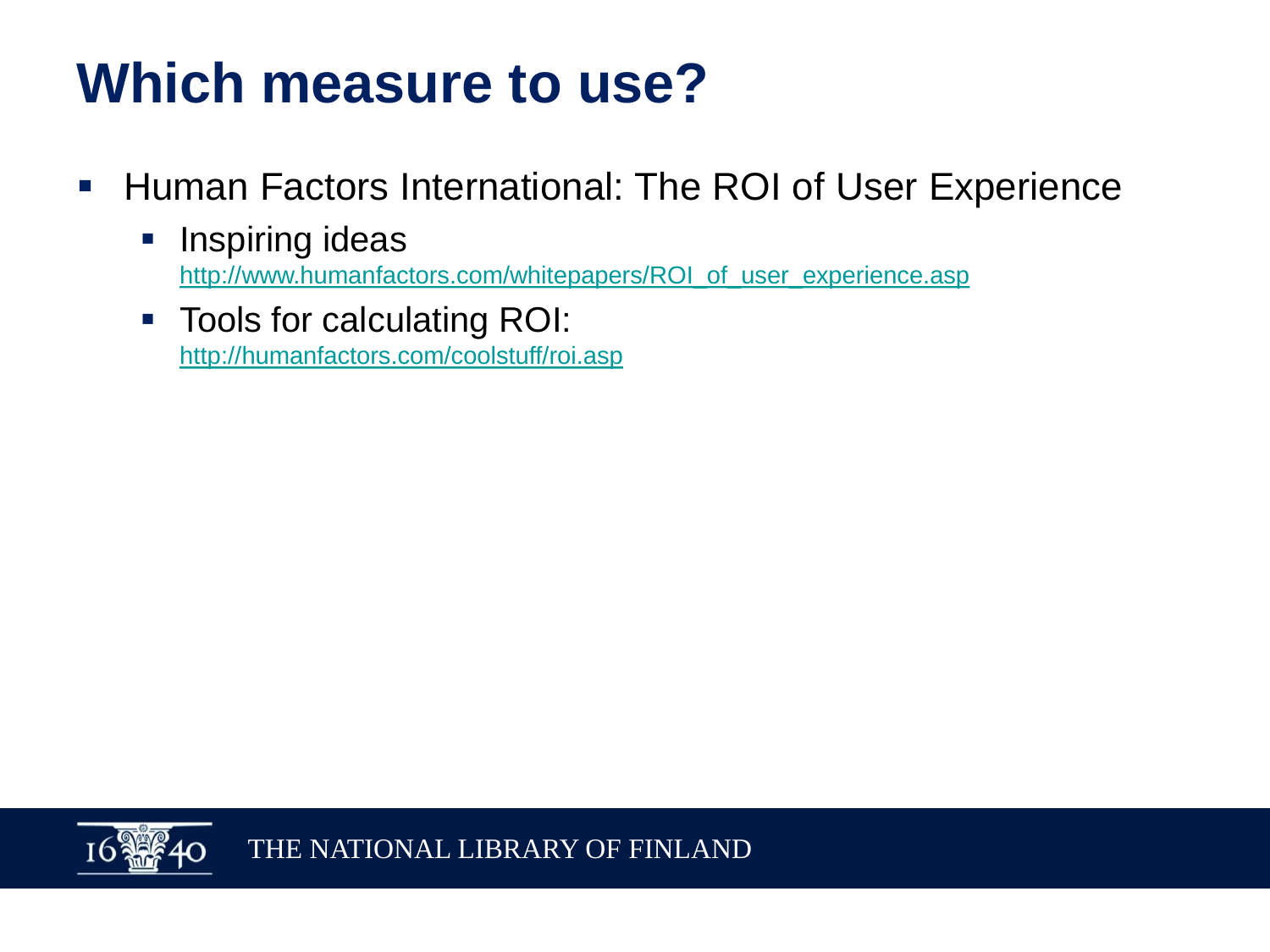# Which measure to use?

- Human Factors International: The ROI of User Experience
  - Inspiring ideas
    http://www.humanfactors.com/whitepapers/ROI_of_user_experience.asp
  - Tools for calculating ROI:
    http://humanfactors.com/coolstuff/roi.asp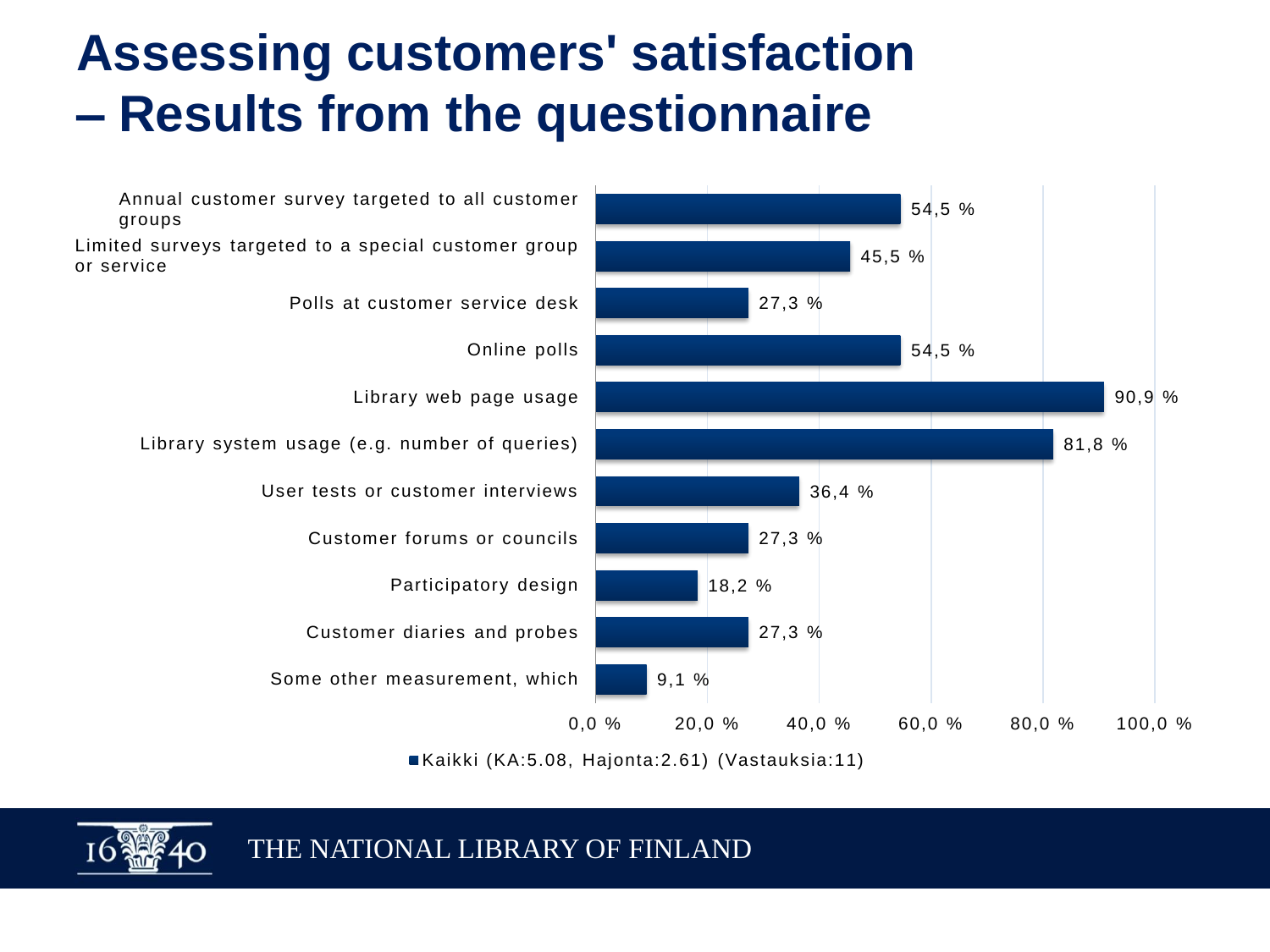# Assessing customers' satisfaction – Results from the questionnaire

| Measurement | Kaikki (KA:5.08, Hajonta:2.61) (Vastauksia:11) |
|---|---|
| Annual customer survey targeted to all customer groups | 54,5 % |
| Limited surveys targeted to a special customer group or service | 45,5 % |
| Polls at customer service desk | 27,3 % |
| Online polls | 54,5 % |
| Library web page usage | 90,9 % |
| Library system usage (e.g. number of queries) | 81,8 % |
| User tests or customer interviews | 36,4 % |
| Customer forums or councils | 27,3 % |
| Participatory design | 18,2 % |
| Customer diaries and probes | 27,3 % |
| Some other measurement, which | 9,1 % |

THE NATIONAL LIBRARY OF FINLAND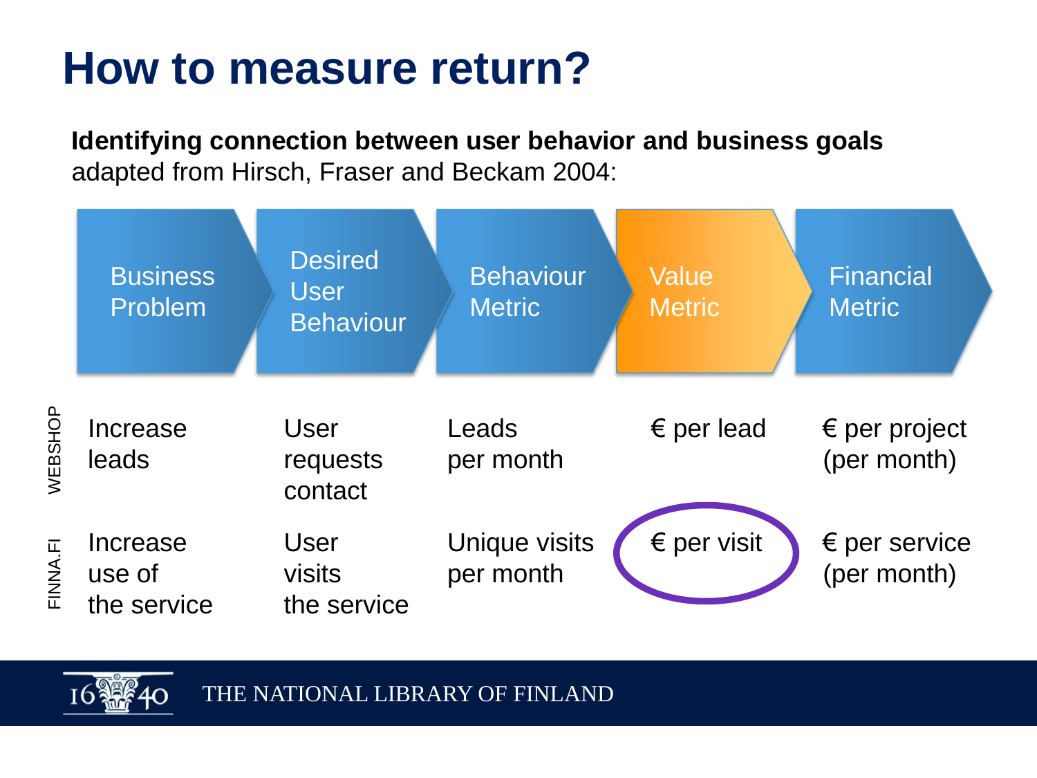# How to measure return?

**Identifying connection between user behavior and business goals**
adapted from Hirsch, Fraser and Beckam 2004:

| | Business Problem | Desired User Behaviour | Behaviour Metric | Value Metric | Financial Metric |
|---|---|---|---|---|---|
| WEBSHOP | Increase leads | User requests contact | Leads per month | € per lead | € per project (per month) |
| FINNA.FI | Increase use of the service | User visits the service | Unique visits per month | € per visit | € per service (per month) |

THE NATIONAL LIBRARY OF FINLAND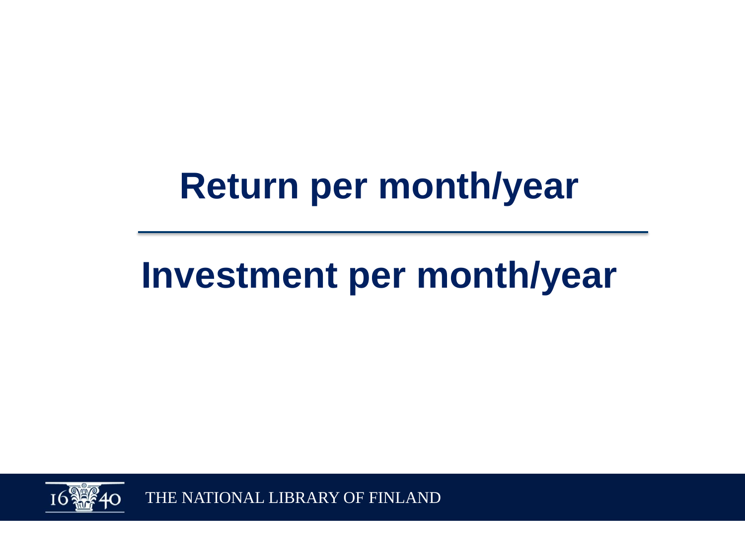$$\frac{\textbf{Return per month/year}}{\textbf{Investment per month/year}}$$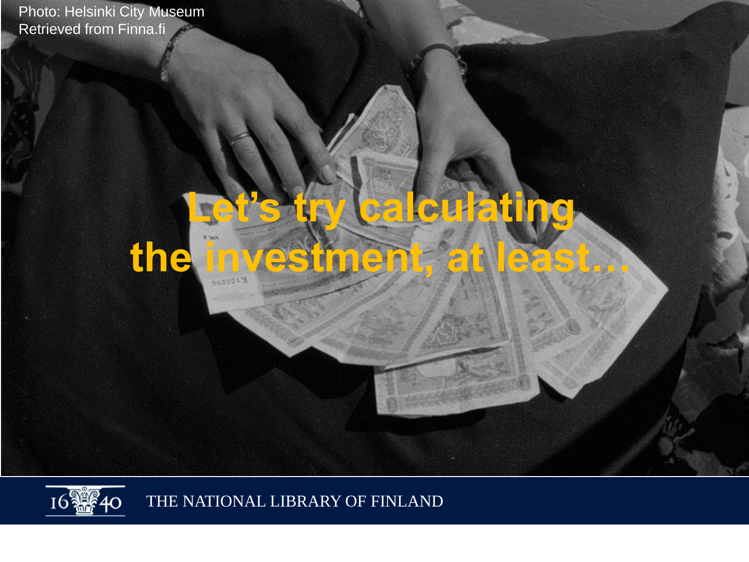Photo: Helsinki City Museum
Retrieved from Finna.fi

# Let's try calculating the investment, at least…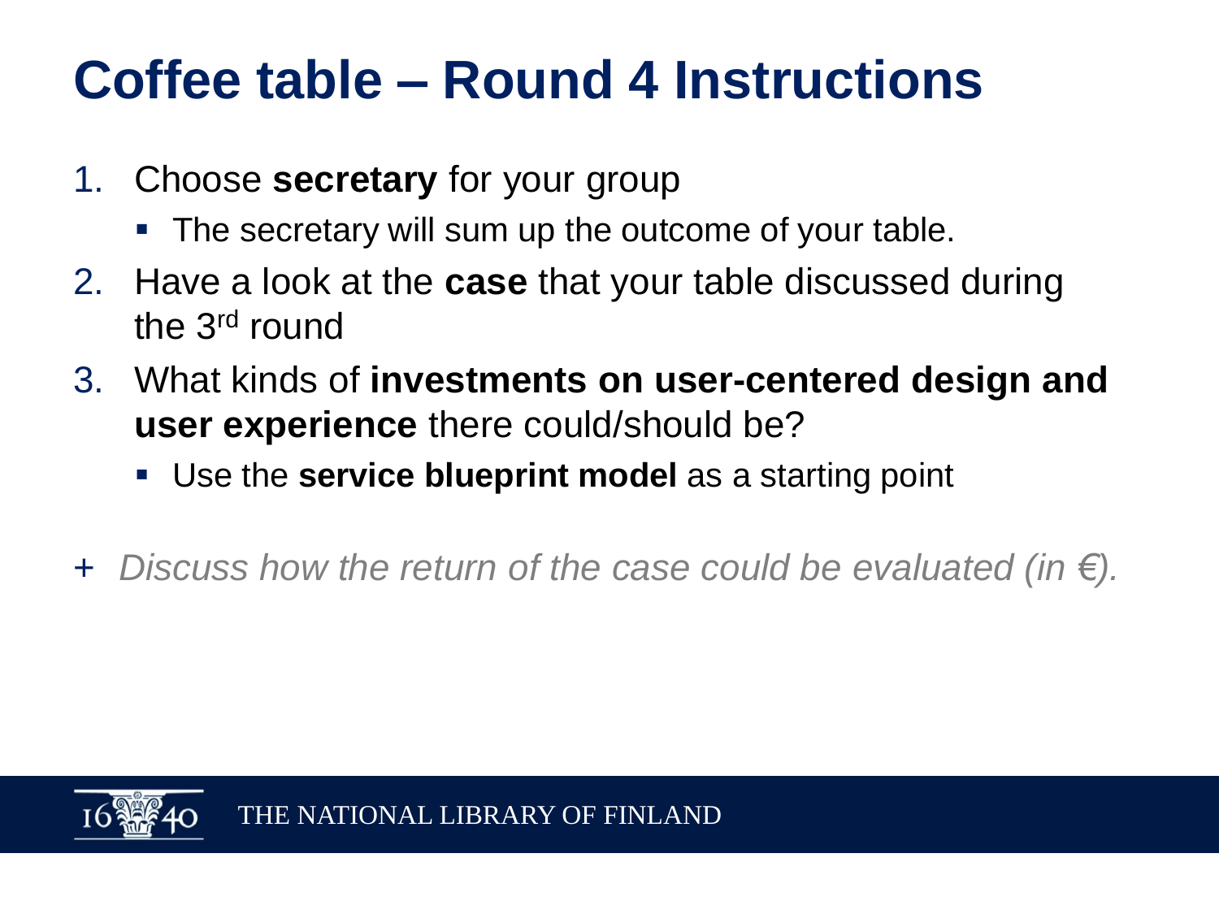# Coffee table – Round 4 Instructions

1. Choose **secretary** for your group
   - The secretary will sum up the outcome of your table.
2. Have a look at the **case** that your table discussed during the 3rd round
3. What kinds of **investments on user-centered design and user experience** there could/should be?
   - Use the **service blueprint model** as a starting point

\+ *Discuss how the return of the case could be evaluated (in €).*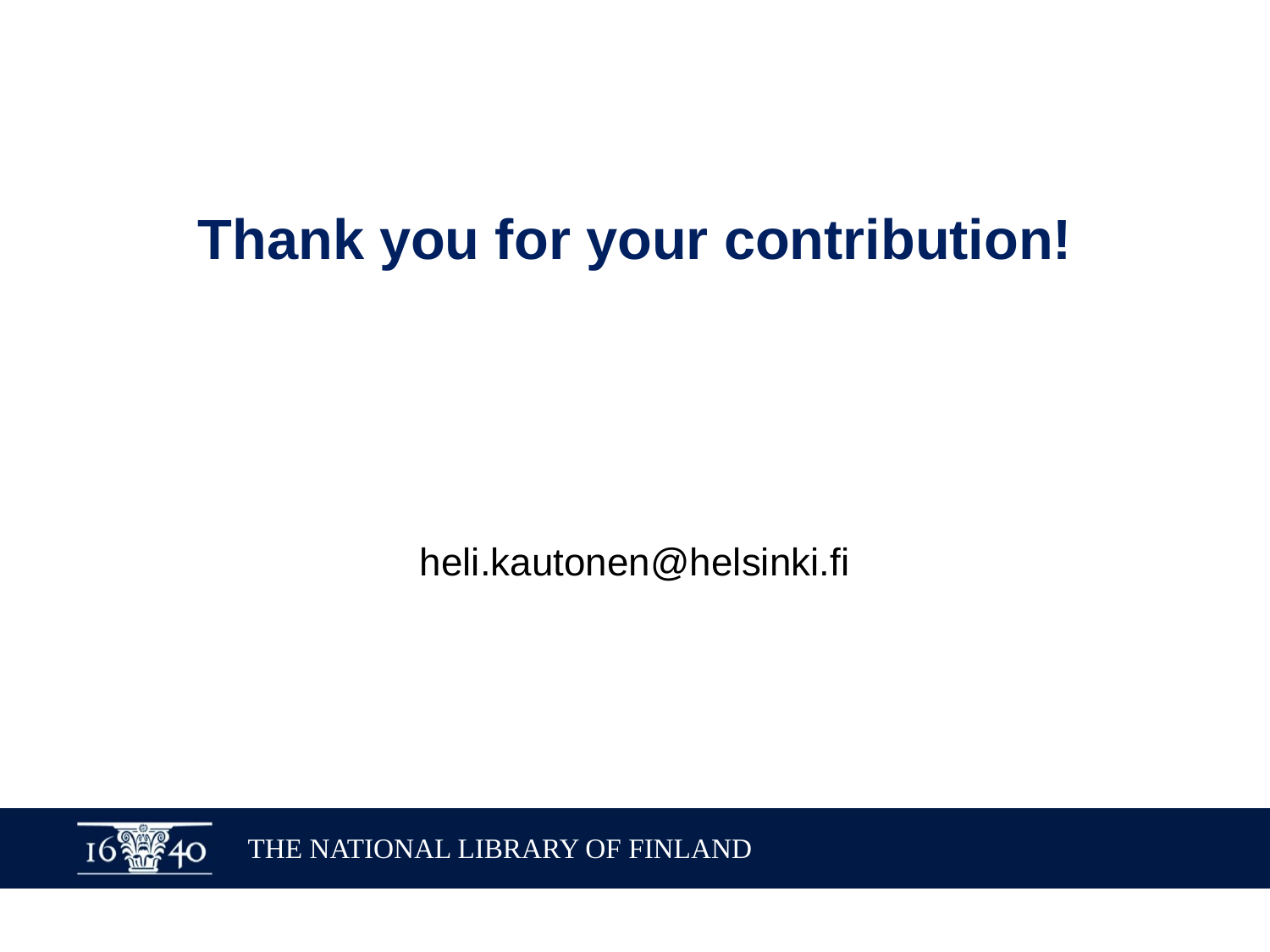# Thank you for your contribution!

heli.kautonen@helsinki.fi